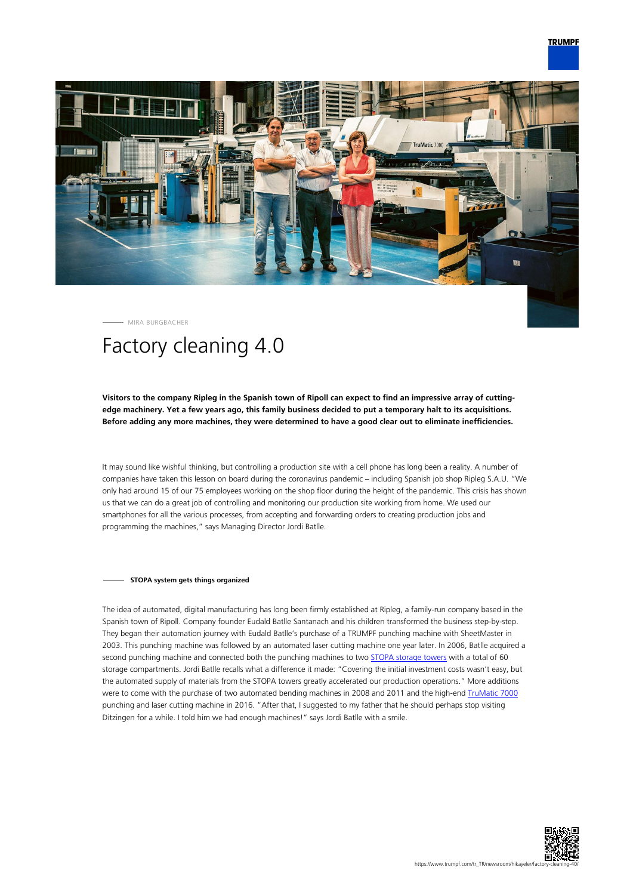MIRA BURGBACHER

# Factory cleaning 4.0

**Visitors to the company Ripleg in the Spanish town of Ripoll can expect to find an impressive array of cutting-edge machinery. Yet a few years ago, this family business decided to put a temporary halt to its acquisitions. Before adding any more machines, they were determined to have a good clear out to eliminate inefficiencies.**

It may sound like wishful thinking, but controlling a production site with a cell phone has long been a reality. A number of companies have taken this lesson on board during the coronavirus pandemic – including Spanish job shop Ripleg S.A.U. "We only had around 15 of our 75 employees working on the shop floor during the height of the pandemic. This crisis has shown us that we can do a great job of controlling and monitoring our production site working from home. We used our smartphones for all the various processes, from accepting and forwarding orders to creating production jobs and programming the machines," says Managing Director Jordi Batlle.

## STOPA system gets things organized

The idea of automated, digital manufacturing has long been firmly established at Ripleg, a family-run company based in the Spanish town of Ripoll. Company founder Eudald Batlle Santanach and his children transformed the business step-by-step. They began their automation journey with Eudald Batlle's purchase of a TRUMPF punching machine with SheetMaster in 2003. This punching machine was followed by an automated laser cutting machine one year later. In 2006, Batlle acquired a second punching machine and connected both the punching machines to two STOPA storage towers with a total of 60 storage compartments. Jordi Batlle recalls what a difference it made: "Covering the initial investment costs wasn't easy, but the automated supply of materials from the STOPA towers greatly accelerated our production operations." More additions were to come with the purchase of two automated bending machines in 2008 and 2011 and the high-end TruMatic 7000 punching and laser cutting machine in 2016. "After that, I suggested to my father that he should perhaps stop visiting Ditzingen for a while. I told him we had enough machines!" says Jordi Batlle with a smile.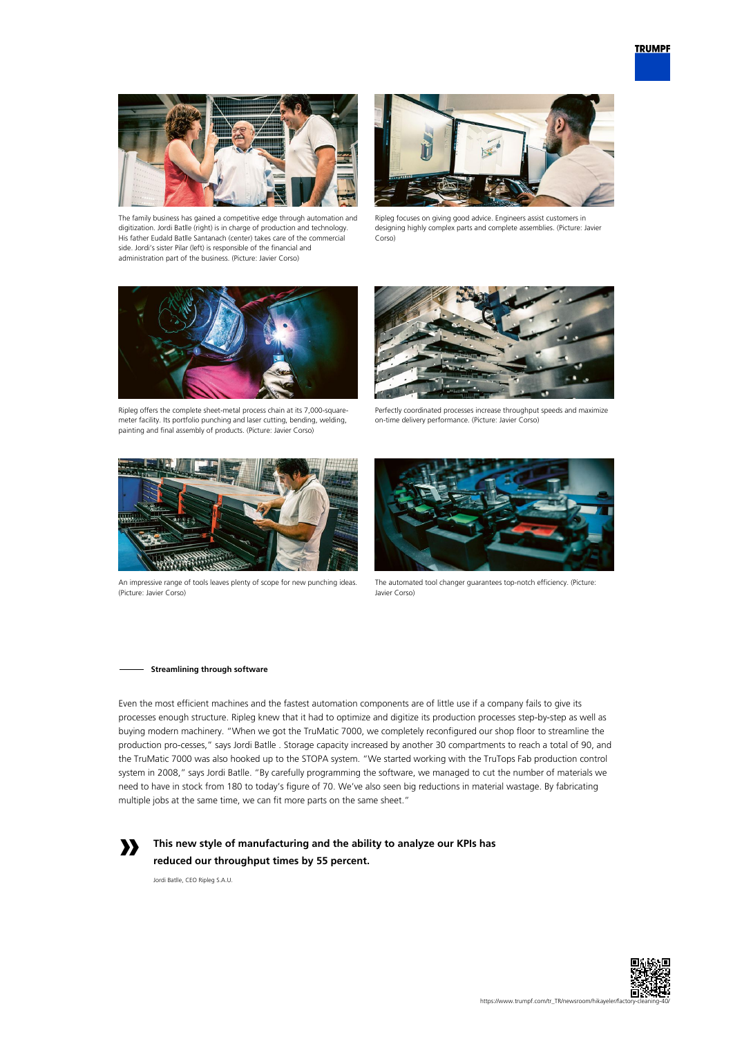The family business has gained a competitive edge through automation and digitization. Jordi Batlle (right) is in charge of production and technology. His father Eudald Batlle Santanach (center) takes care of the commercial side. Jordi's sister Pilar (left) is responsible of the financial and administration part of the business. (Picture: Javier Corso)

Ripleg focuses on giving good advice. Engineers assist customers in designing highly complex parts and complete assemblies. (Picture: Javier Corso)

Ripleg offers the complete sheet-metal process chain at its 7,000-square-meter facility. Its portfolio punching and laser cutting, bending, welding, painting and final assembly of products. (Picture: Javier Corso)

Perfectly coordinated processes increase throughput speeds and maximize on-time delivery performance. (Picture: Javier Corso)

An impressive range of tools leaves plenty of scope for new punching ideas. (Picture: Javier Corso)

The automated tool changer guarantees top-notch efficiency. (Picture: Javier Corso)

## Streamlining through software

Even the most efficient machines and the fastest automation components are of little use if a company fails to give its processes enough structure. Ripleg knew that it had to optimize and digitize its production processes step-by-step as well as buying modern machinery. "When we got the TruMatic 7000, we completely reconfigured our shop floor to streamline the production pro-cesses," says Jordi Batlle . Storage capacity increased by another 30 compartments to reach a total of 90, and the TruMatic 7000 was also hooked up to the STOPA system. "We started working with the TruTops Fab production control system in 2008," says Jordi Batlle. "By carefully programming the software, we managed to cut the number of materials we need to have in stock from 180 to today's figure of 70. We've also seen big reductions in material wastage. By fabricating multiple jobs at the same time, we can fit more parts on the same sheet."

> **This new style of manufacturing and the ability to analyze our KPIs has reduced our throughput times by 55 percent.**
>
> Jordi Batlle, CEO Ripleg S.A.U.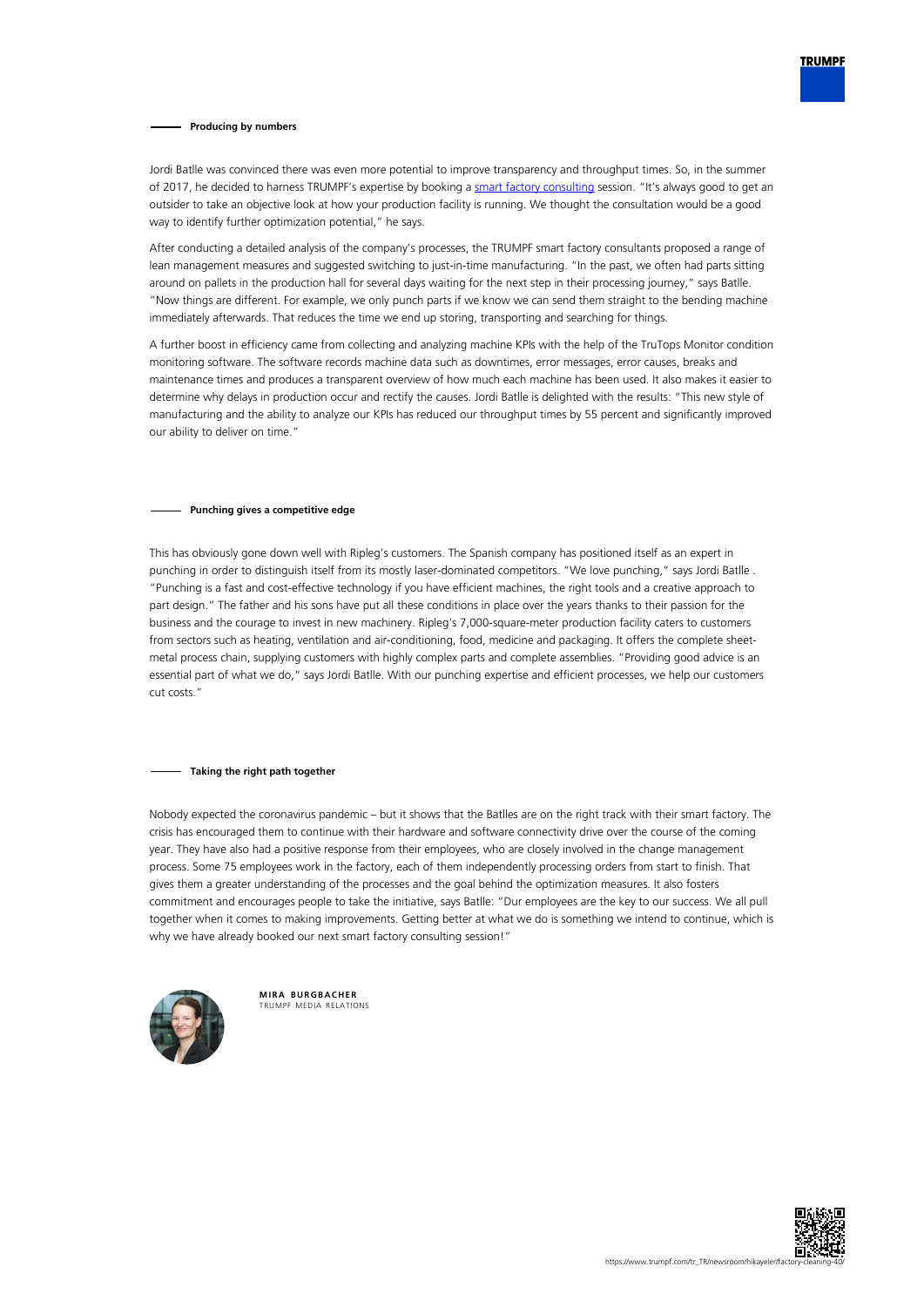### Producing by numbers

Jordi Batlle was convinced there was even more potential to improve transparency and throughput times. So, in the summer of 2017, he decided to harness TRUMPF's expertise by booking a smart factory consulting session. "It's always good to get an outsider to take an objective look at how your production facility is running. We thought the consultation would be a good way to identify further optimization potential," he says.

After conducting a detailed analysis of the company's processes, the TRUMPF smart factory consultants proposed a range of lean management measures and suggested switching to just-in-time manufacturing. "In the past, we often had parts sitting around on pallets in the production hall for several days waiting for the next step in their processing journey," says Batlle. "Now things are different. For example, we only punch parts if we know we can send them straight to the bending machine immediately afterwards. That reduces the time we end up storing, transporting and searching for things.

A further boost in efficiency came from collecting and analyzing machine KPIs with the help of the TruTops Monitor condition monitoring software. The software records machine data such as downtimes, error messages, error causes, breaks and maintenance times and produces a transparent overview of how much each machine has been used. It also makes it easier to determine why delays in production occur and rectify the causes. Jordi Batlle is delighted with the results: "This new style of manufacturing and the ability to analyze our KPIs has reduced our throughput times by 55 percent and significantly improved our ability to deliver on time."

### Punching gives a competitive edge

This has obviously gone down well with Ripleg's customers. The Spanish company has positioned itself as an expert in punching in order to distinguish itself from its mostly laser-dominated competitors. "We love punching," says Jordi Batlle . "Punching is a fast and cost-effective technology if you have efficient machines, the right tools and a creative approach to part design." The father and his sons have put all these conditions in place over the years thanks to their passion for the business and the courage to invest in new machinery. Ripleg's 7,000-square-meter production facility caters to customers from sectors such as heating, ventilation and air-conditioning, food, medicine and packaging. It offers the complete sheet-metal process chain, supplying customers with highly complex parts and complete assemblies. "Providing good advice is an essential part of what we do," says Jordi Batlle. With our punching expertise and efficient processes, we help our customers cut costs."

### Taking the right path together

Nobody expected the coronavirus pandemic – but it shows that the Batlles are on the right track with their smart factory. The crisis has encouraged them to continue with their hardware and software connectivity drive over the course of the coming year. They have also had a positive response from their employees, who are closely involved in the change management process. Some 75 employees work in the factory, each of them independently processing orders from start to finish. That gives them a greater understanding of the processes and the goal behind the optimization measures. It also fosters commitment and encourages people to take the initiative, says Batlle: "Dur employees are the key to our success. We all pull together when it comes to making improvements. Getting better at what we do is something we intend to continue, which is why we have already booked our next smart factory consulting session!"

**MIRA BURGBACHER**
TRUMPF MEDIA RELATIONS